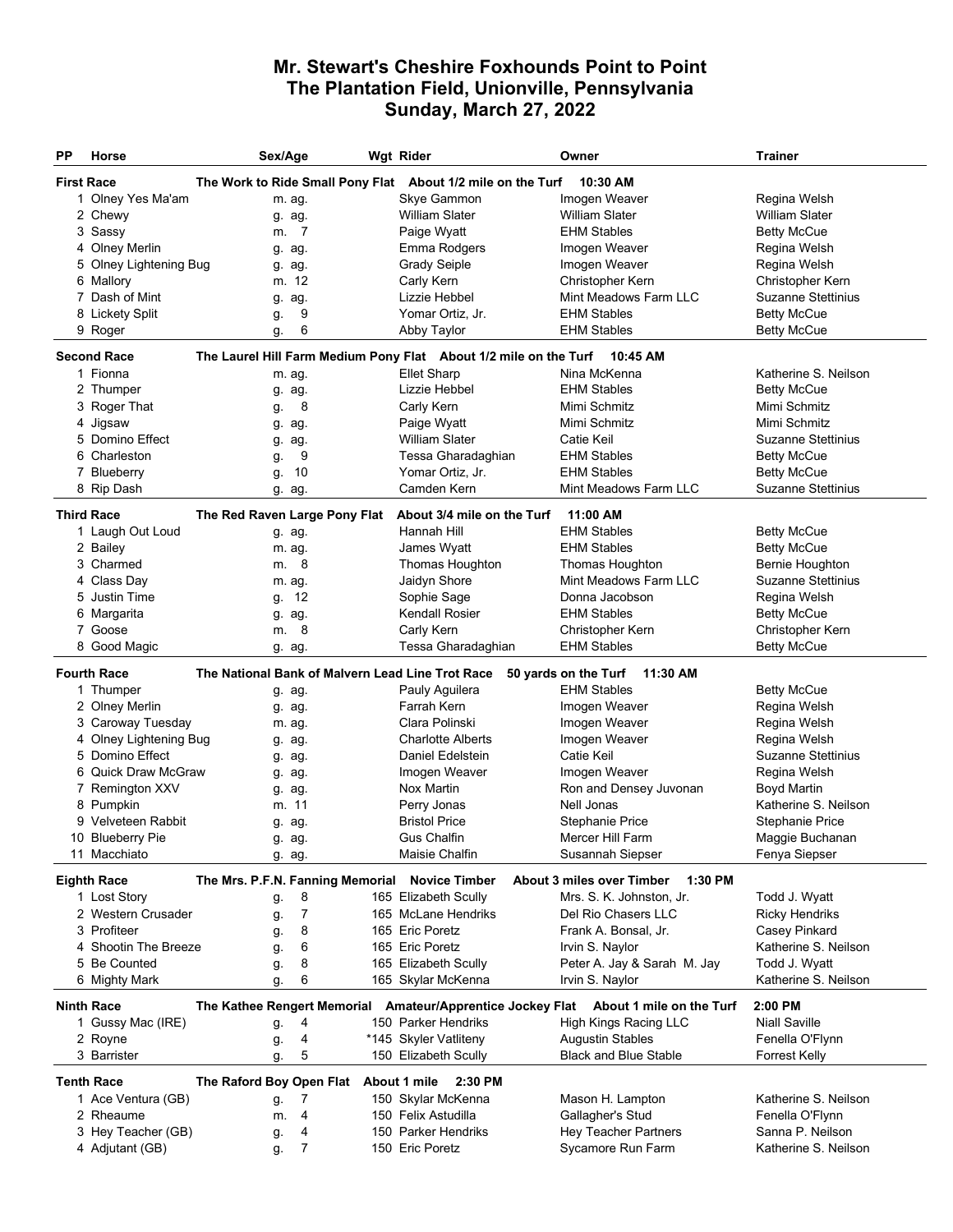# Mr. Stewart's Cheshire Foxhounds Point to Point
# The Plantation Field, Unionville, Pennsylvania
# Sunday, March 27, 2022

| PP | Horse | Sex/Age | Wgt | Rider | Owner | Trainer |
|---|---|---|---|---|---|---|
| **First Race** | **The Work to Ride Small Pony Flat** | **About 1/2 mile on the Turf** | | **10:30 AM** | | |
| 1 | Olney Yes Ma'am | m. ag. | | Skye Gammon | Imogen Weaver | Regina Welsh |
| 2 | Chewy | g. ag. | | William Slater | William Slater | William Slater |
| 3 | Sassy | m. 7 | | Paige Wyatt | EHM Stables | Betty McCue |
| 4 | Olney Merlin | g. ag. | | Emma Rodgers | Imogen Weaver | Regina Welsh |
| 5 | Olney Lightening Bug | g. ag. | | Grady Seiple | Imogen Weaver | Regina Welsh |
| 6 | Mallory | m. 12 | | Carly Kern | Christopher Kern | Christopher Kern |
| 7 | Dash of Mint | g. ag. | | Lizzie Hebbel | Mint Meadows Farm LLC | Suzanne Stettinius |
| 8 | Lickety Split | g. 9 | | Yomar Ortiz, Jr. | EHM Stables | Betty McCue |
| 9 | Roger | g. 6 | | Abby Taylor | EHM Stables | Betty McCue |
| **Second Race** | **The Laurel Hill Farm Medium Pony Flat** | **About 1/2 mile on the Turf** | | **10:45 AM** | | |
| 1 | Fionna | m. ag. | | Ellet Sharp | Nina McKenna | Katherine S. Neilson |
| 2 | Thumper | g. ag. | | Lizzie Hebbel | EHM Stables | Betty McCue |
| 3 | Roger That | g. 8 | | Carly Kern | Mimi Schmitz | Mimi Schmitz |
| 4 | Jigsaw | g. ag. | | Paige Wyatt | Mimi Schmitz | Mimi Schmitz |
| 5 | Domino Effect | g. ag. | | William Slater | Catie Keil | Suzanne Stettinius |
| 6 | Charleston | g. 9 | | Tessa Gharadaghian | EHM Stables | Betty McCue |
| 7 | Blueberry | g. 10 | | Yomar Ortiz, Jr. | EHM Stables | Betty McCue |
| 8 | Rip Dash | g. ag. | | Camden Kern | Mint Meadows Farm LLC | Suzanne Stettinius |
| **Third Race** | **The Red Raven Large Pony Flat** | **About 3/4 mile on the Turf** | | **11:00 AM** | | |
| 1 | Laugh Out Loud | g. ag. | | Hannah Hill | EHM Stables | Betty McCue |
| 2 | Bailey | m. ag. | | James Wyatt | EHM Stables | Betty McCue |
| 3 | Charmed | m. 8 | | Thomas Houghton | Thomas Houghton | Bernie Houghton |
| 4 | Class Day | m. ag. | | Jaidyn Shore | Mint Meadows Farm LLC | Suzanne Stettinius |
| 5 | Justin Time | g. 12 | | Sophie Sage | Donna Jacobson | Regina Welsh |
| 6 | Margarita | g. ag. | | Kendall Rosier | EHM Stables | Betty McCue |
| 7 | Goose | m. 8 | | Carly Kern | Christopher Kern | Christopher Kern |
| 8 | Good Magic | g. ag. | | Tessa Gharadaghian | EHM Stables | Betty McCue |
| **Fourth Race** | **The National Bank of Malvern Lead Line Trot Race** | **50 yards on the Turf** | | **11:30 AM** | | |
| 1 | Thumper | g. ag. | | Pauly Aguilera | EHM Stables | Betty McCue |
| 2 | Olney Merlin | g. ag. | | Farrah Kern | Imogen Weaver | Regina Welsh |
| 3 | Caroway Tuesday | m. ag. | | Clara Polinski | Imogen Weaver | Regina Welsh |
| 4 | Olney Lightening Bug | g. ag. | | Charlotte Alberts | Imogen Weaver | Regina Welsh |
| 5 | Domino Effect | g. ag. | | Daniel Edelstein | Catie Keil | Suzanne Stettinius |
| 6 | Quick Draw McGraw | g. ag. | | Imogen Weaver | Imogen Weaver | Regina Welsh |
| 7 | Remington XXV | g. ag. | | Nox Martin | Ron and Densey Juvonan | Boyd Martin |
| 8 | Pumpkin | m. 11 | | Perry Jonas | Nell Jonas | Katherine S. Neilson |
| 9 | Velveteen Rabbit | g. ag. | | Bristol Price | Stephanie Price | Stephanie Price |
| 10 | Blueberry Pie | g. ag. | | Gus Chalfin | Mercer Hill Farm | Maggie Buchanan |
| 11 | Macchiato | g. ag. | | Maisie Chalfin | Susannah Siepser | Fenya Siepser |
| **Eighth Race** | **The Mrs. P.F.N. Fanning Memorial** | **Novice Timber** | | **About 3 miles over Timber** | **1:30 PM** | |
| 1 | Lost Story | g. 8 | 165 | Elizabeth Scully | Mrs. S. K. Johnston, Jr. | Todd J. Wyatt |
| 2 | Western Crusader | g. 7 | 165 | McLane Hendriks | Del Rio Chasers LLC | Ricky Hendriks |
| 3 | Profiteer | g. 8 | 165 | Eric Poretz | Frank A. Bonsal, Jr. | Casey Pinkard |
| 4 | Shootin The Breeze | g. 6 | 165 | Eric Poretz | Irvin S. Naylor | Katherine S. Neilson |
| 5 | Be Counted | g. 8 | 165 | Elizabeth Scully | Peter A. Jay & Sarah M. Jay | Todd J. Wyatt |
| 6 | Mighty Mark | g. 6 | 165 | Skylar McKenna | Irvin S. Naylor | Katherine S. Neilson |
| **Ninth Race** | **The Kathee Rengert Memorial** | **Amateur/Apprentice Jockey Flat** | | **About 1 mile on the Turf** | **2:00 PM** | |
| 1 | Gussy Mac (IRE) | g. 4 | 150 | Parker Hendriks | High Kings Racing LLC | Niall Saville |
| 2 | Royne | g. 4 | *145 | Skyler Vatliteny | Augustin Stables | Fenella O'Flynn |
| 3 | Barrister | g. 5 | 150 | Elizabeth Scully | Black and Blue Stable | Forrest Kelly |
| **Tenth Race** | **The Raford Boy Open Flat** | **About 1 mile** | | **2:30 PM** | | |
| 1 | Ace Ventura (GB) | g. 7 | 150 | Skylar McKenna | Mason H. Lampton | Katherine S. Neilson |
| 2 | Rheaume | m. 4 | 150 | Felix Astudilla | Gallagher's Stud | Fenella O'Flynn |
| 3 | Hey Teacher (GB) | g. 4 | 150 | Parker Hendriks | Hey Teacher Partners | Sanna P. Neilson |
| 4 | Adjutant (GB) | g. 7 | 150 | Eric Poretz | Sycamore Run Farm | Katherine S. Neilson |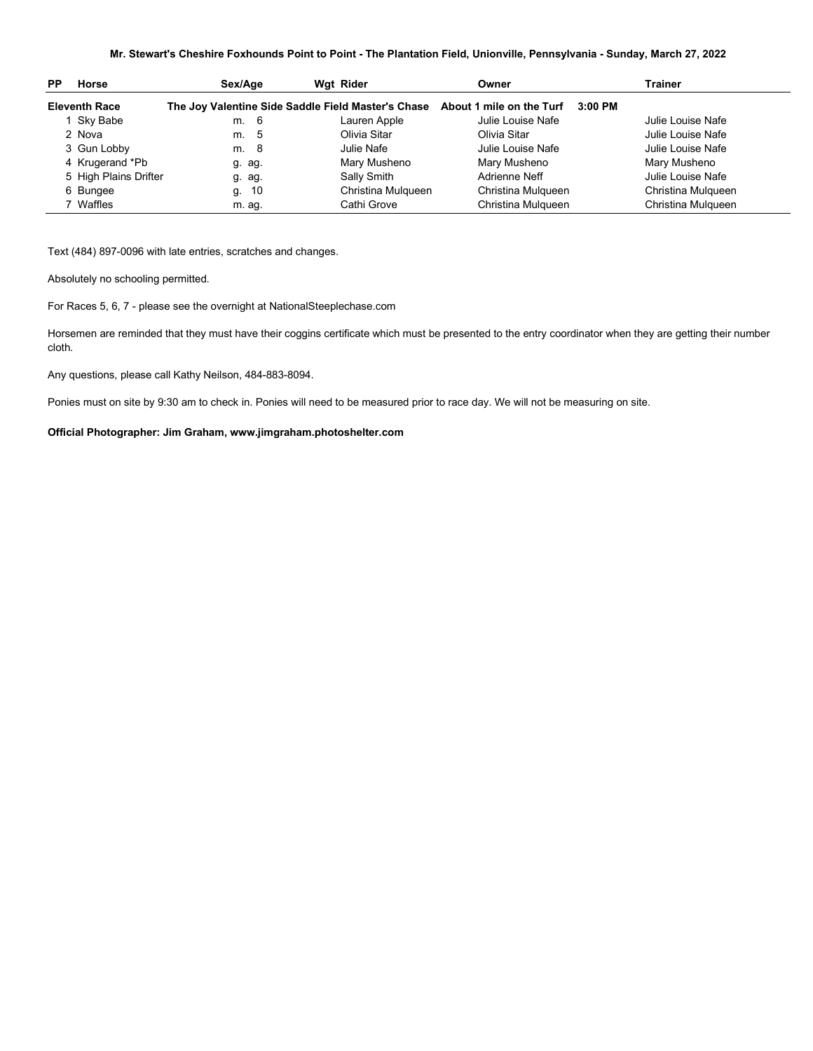**Mr. Stewart's Cheshire Foxhounds Point to Point - The Plantation Field, Unionville, Pennsylvania - Sunday, March 27, 2022**

| PP | Horse | Sex/Age | Wgt | Rider | Owner | Trainer |
|---|---|---|---|---|---|---|
| **Eleventh Race** | | **The Joy Valentine Side Saddle Field Master's Chase** | | | **About 1 mile on the Turf 3:00 PM** | |
| 1 | Sky Babe | m. 6 | | Lauren Apple | Julie Louise Nafe | Julie Louise Nafe |
| 2 | Nova | m. 5 | | Olivia Sitar | Olivia Sitar | Julie Louise Nafe |
| 3 | Gun Lobby | m. 8 | | Julie Nafe | Julie Louise Nafe | Julie Louise Nafe |
| 4 | Krugerand *Pb | g. ag. | | Mary Musheno | Mary Musheno | Mary Musheno |
| 5 | High Plains Drifter | g. ag. | | Sally Smith | Adrienne Neff | Julie Louise Nafe |
| 6 | Bungee | g. 10 | | Christina Mulqueen | Christina Mulqueen | Christina Mulqueen |
| 7 | Waffles | m. ag. | | Cathi Grove | Christina Mulqueen | Christina Mulqueen |

Text (484) 897-0096 with late entries, scratches and changes.

Absolutely no schooling permitted.

For Races 5, 6, 7 - please see the overnight at NationalSteeplechase.com

Horsemen are reminded that they must have their coggins certificate which must be presented to the entry coordinator when they are getting their number cloth.

Any questions, please call Kathy Neilson, 484-883-8094.

Ponies must on site by 9:30 am to check in. Ponies will need to be measured prior to race day. We will not be measuring on site.

**Official Photographer: Jim Graham, www.jimgraham.photoshelter.com**